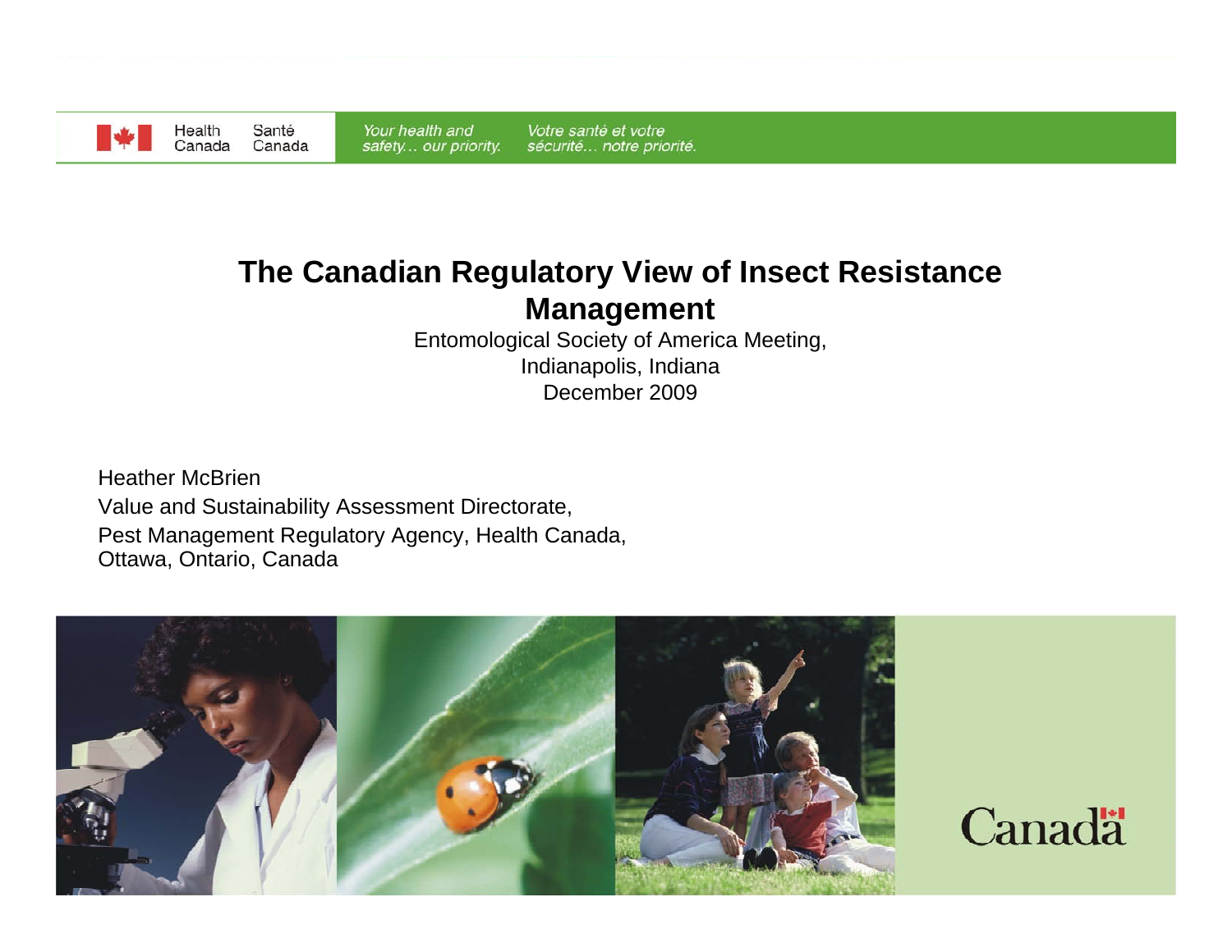Health Canada / Santé Canada

*Your health and safety... our priority.* / *Votre santé et votre sécurité... notre priorité.*

# The Canadian Regulatory View of Insect Resistance Management

Entomological Society of America Meeting,
Indianapolis, Indiana
December 2009

Heather McBrien
Value and Sustainability Assessment Directorate,
Pest Management Regulatory Agency, Health Canada,
Ottawa, Ontario, Canada

Canada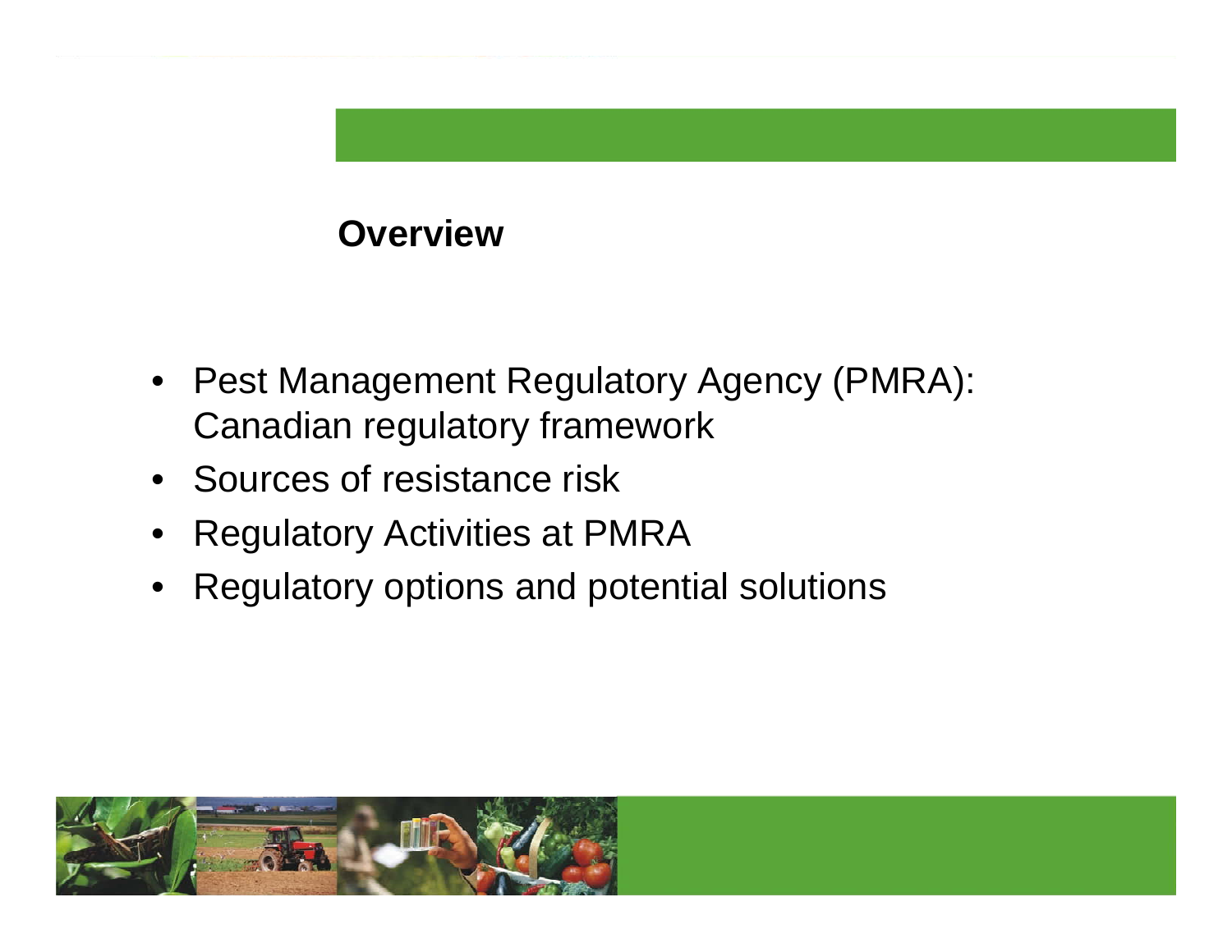## Overview

- Pest Management Regulatory Agency (PMRA): Canadian regulatory framework
- Sources of resistance risk
- Regulatory Activities at PMRA
- Regulatory options and potential solutions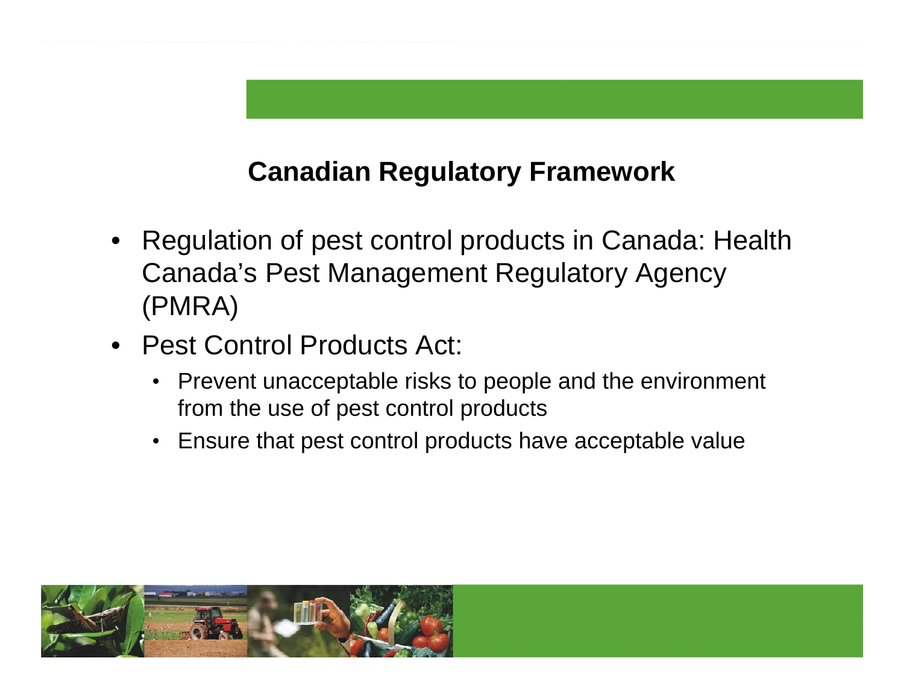## Canadian Regulatory Framework

- Regulation of pest control products in Canada: Health Canada's Pest Management Regulatory Agency (PMRA)
- Pest Control Products Act:
  - Prevent unacceptable risks to people and the environment from the use of pest control products
  - Ensure that pest control products have acceptable value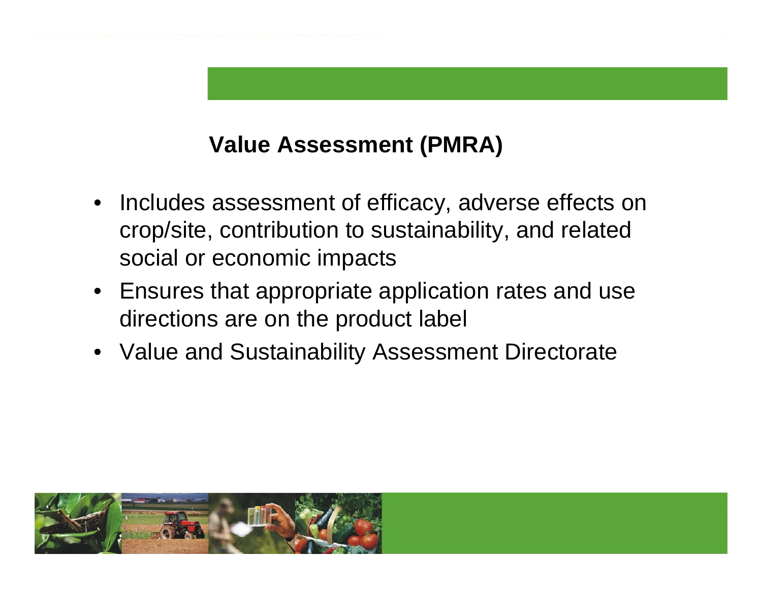## Value Assessment (PMRA)

- Includes assessment of efficacy, adverse effects on crop/site, contribution to sustainability, and related social or economic impacts
- Ensures that appropriate application rates and use directions are on the product label
- Value and Sustainability Assessment Directorate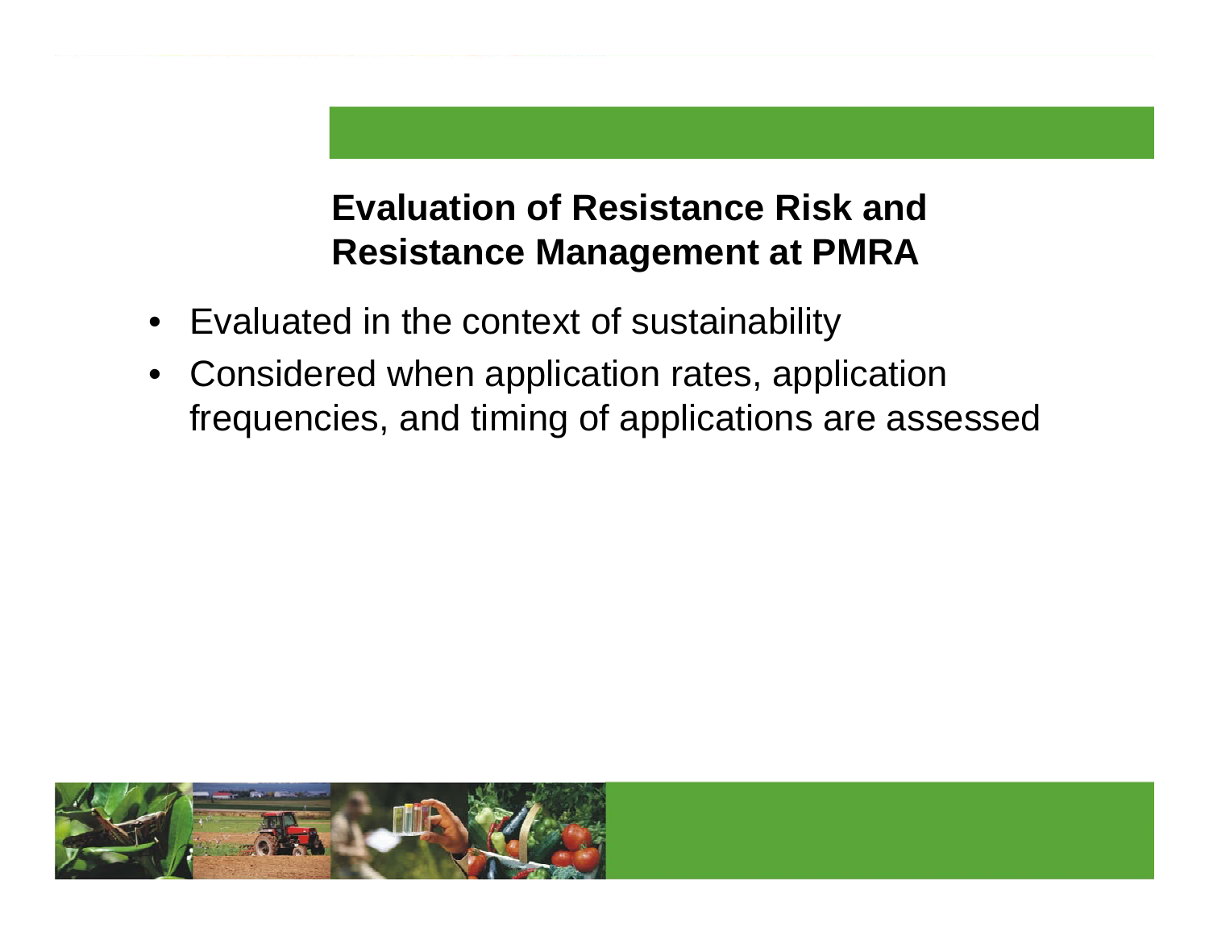## Evaluation of Resistance Risk and Resistance Management at PMRA

- Evaluated in the context of sustainability
- Considered when application rates, application frequencies, and timing of applications are assessed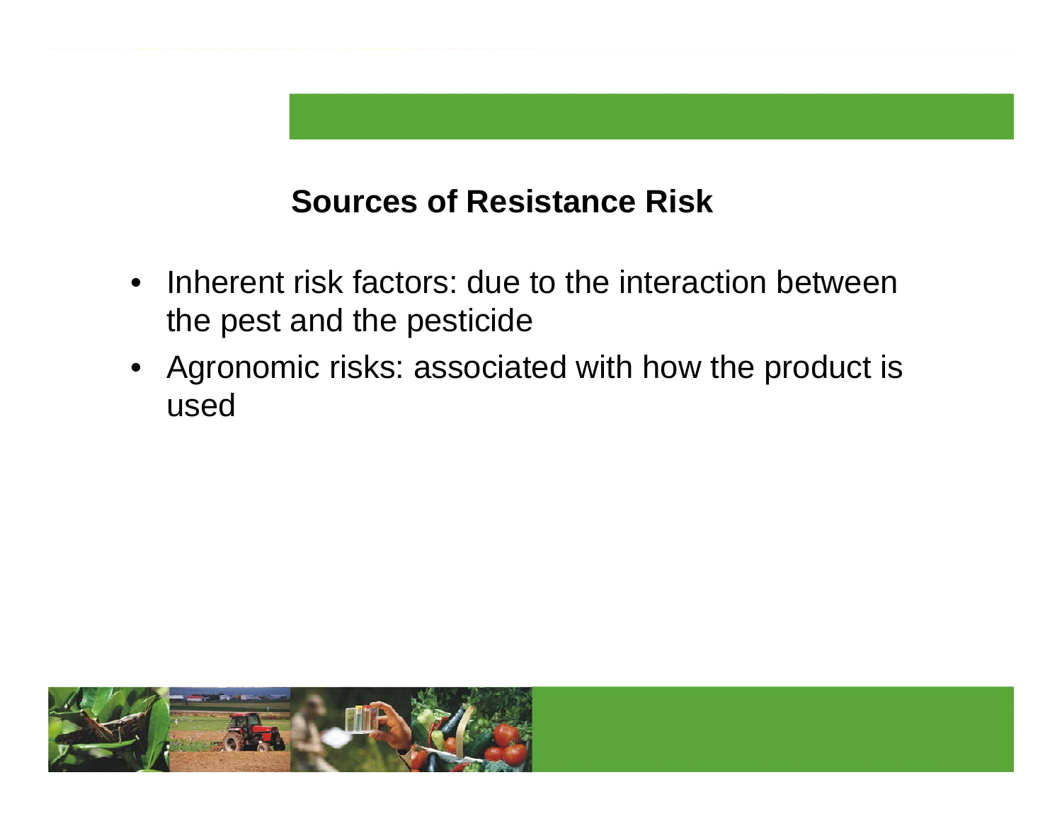## Sources of Resistance Risk

- Inherent risk factors: due to the interaction between the pest and the pesticide
- Agronomic risks: associated with how the product is used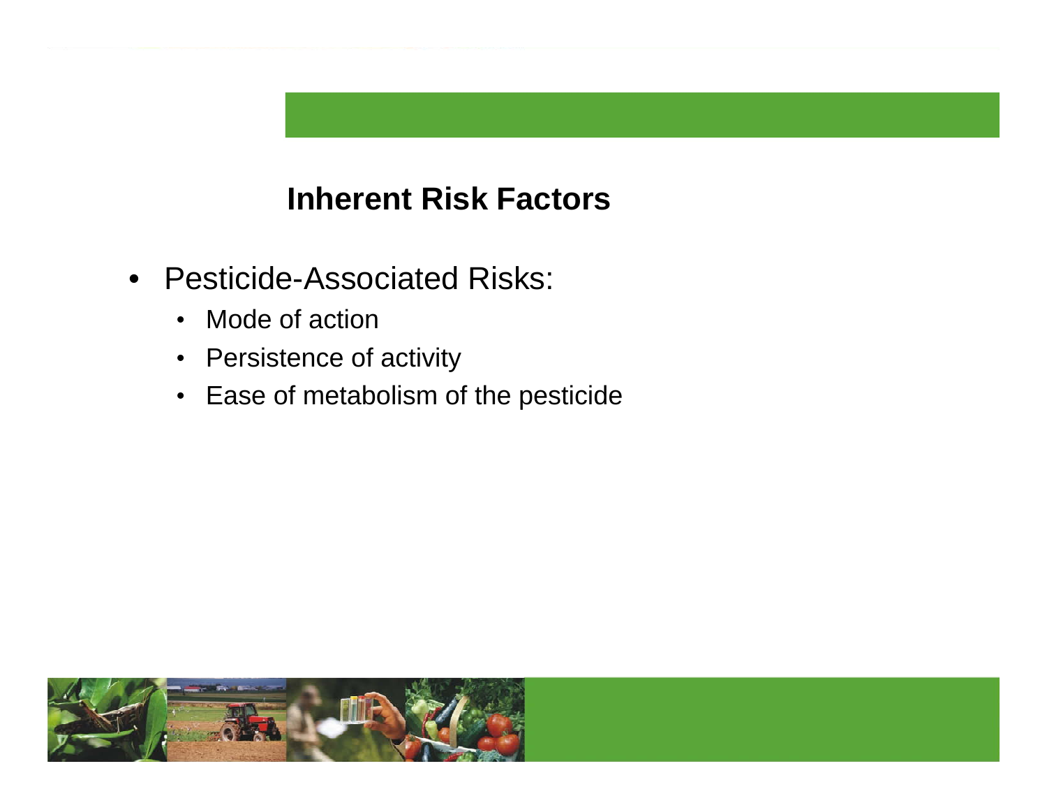## Inherent Risk Factors

- Pesticide-Associated Risks:
  - Mode of action
  - Persistence of activity
  - Ease of metabolism of the pesticide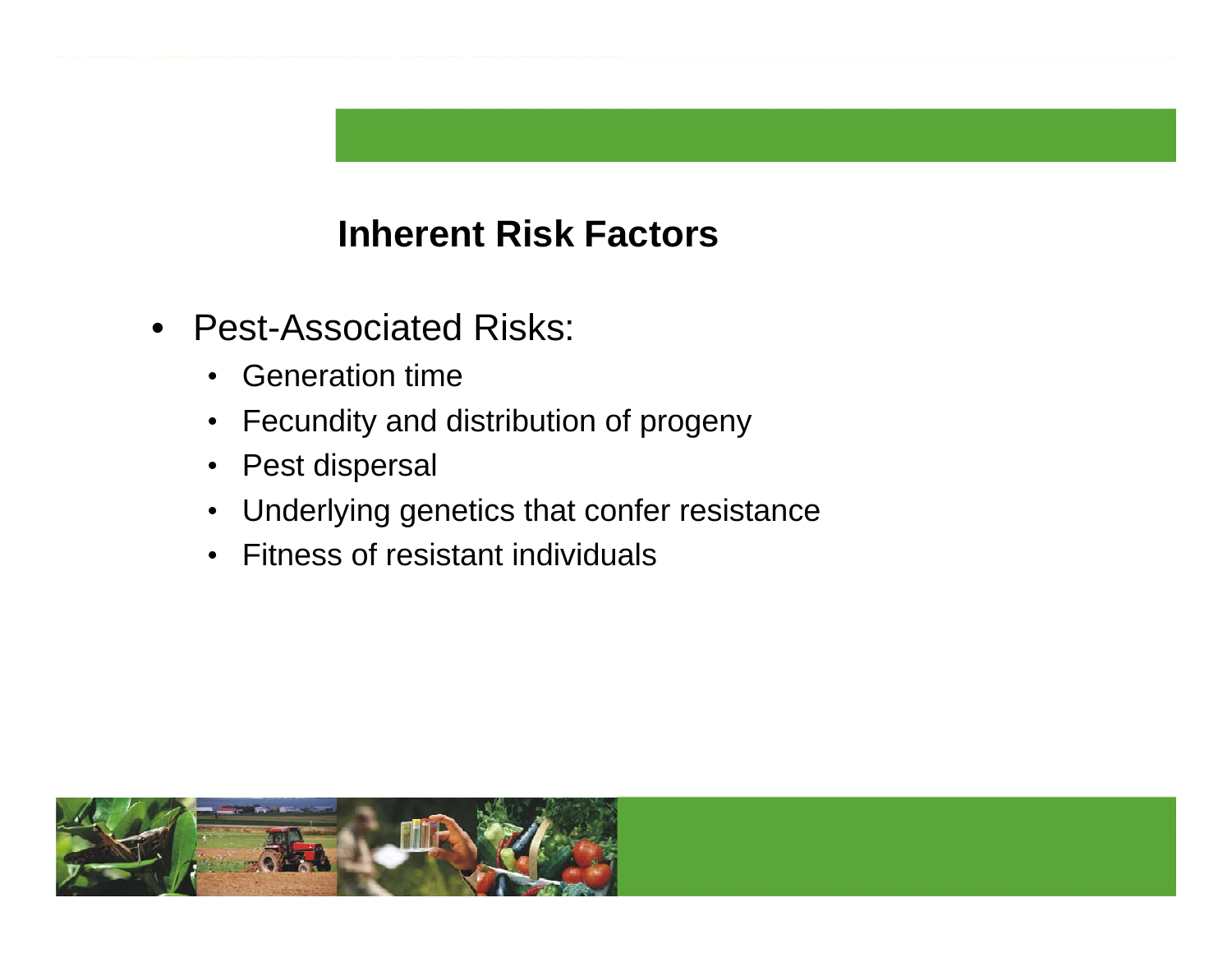# Inherent Risk Factors

- Pest-Associated Risks:
  - Generation time
  - Fecundity and distribution of progeny
  - Pest dispersal
  - Underlying genetics that confer resistance
  - Fitness of resistant individuals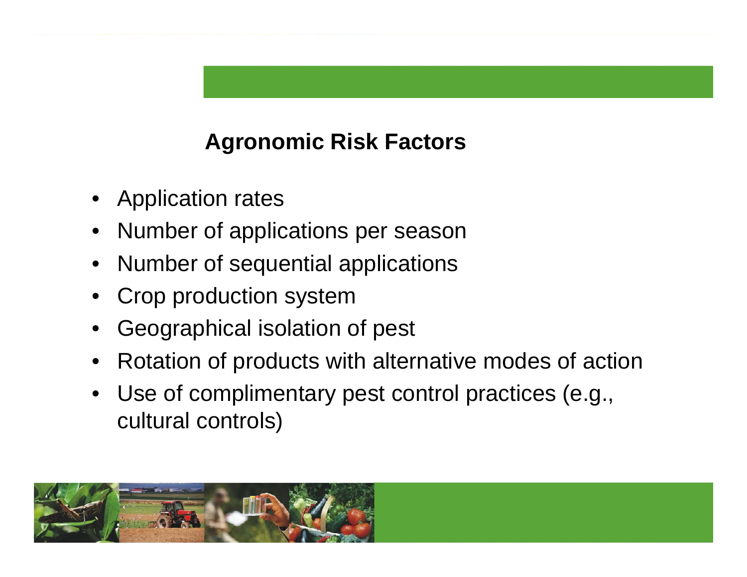## Agronomic Risk Factors

- Application rates
- Number of applications per season
- Number of sequential applications
- Crop production system
- Geographical isolation of pest
- Rotation of products with alternative modes of action
- Use of complimentary pest control practices (e.g., cultural controls)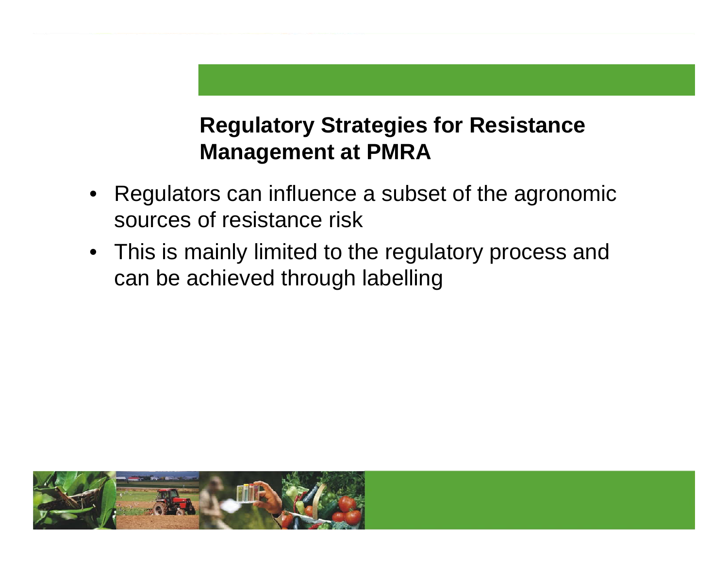## Regulatory Strategies for Resistance Management at PMRA

- Regulators can influence a subset of the agronomic sources of resistance risk
- This is mainly limited to the regulatory process and can be achieved through labelling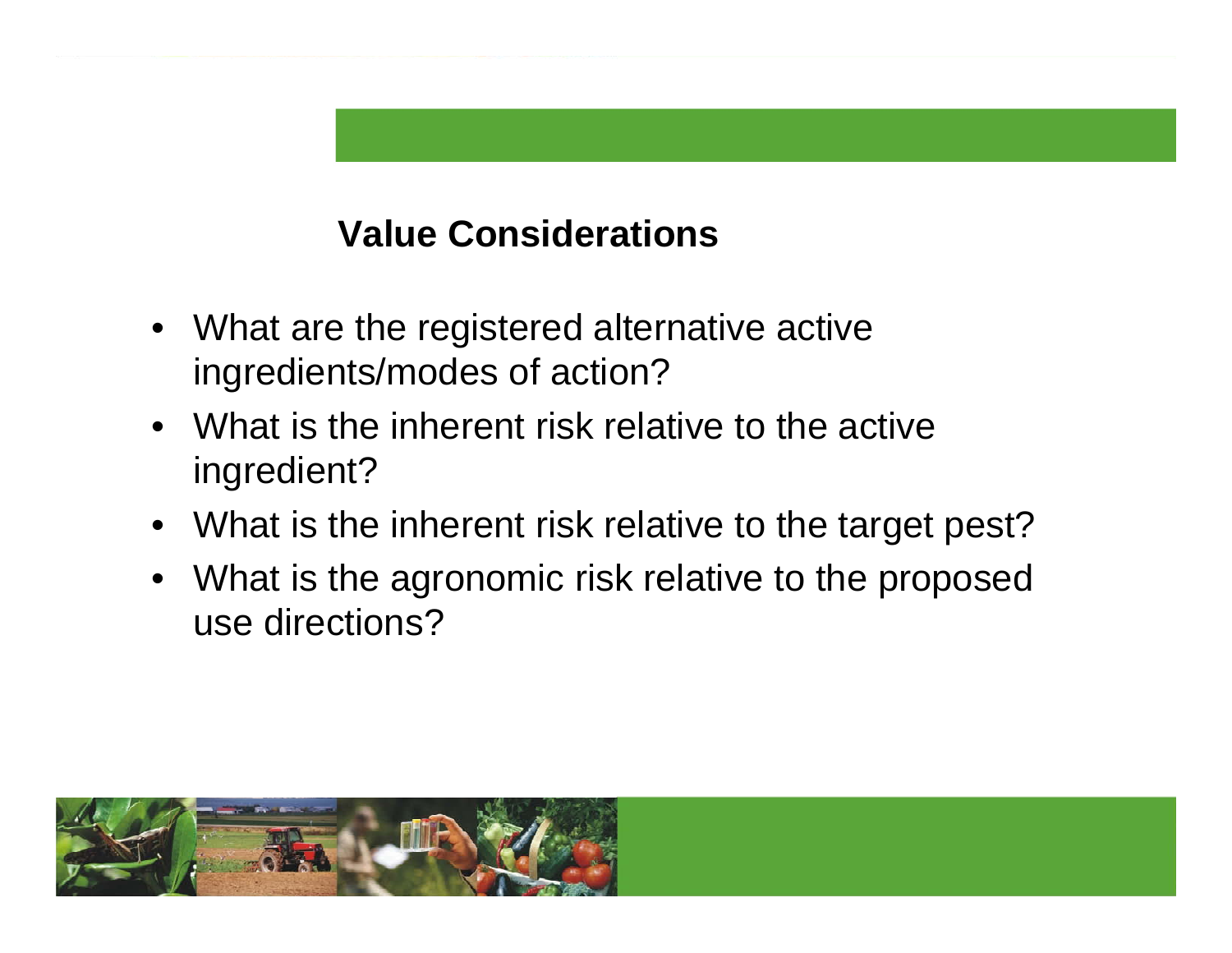## Value Considerations

- What are the registered alternative active ingredients/modes of action?
- What is the inherent risk relative to the active ingredient?
- What is the inherent risk relative to the target pest?
- What is the agronomic risk relative to the proposed use directions?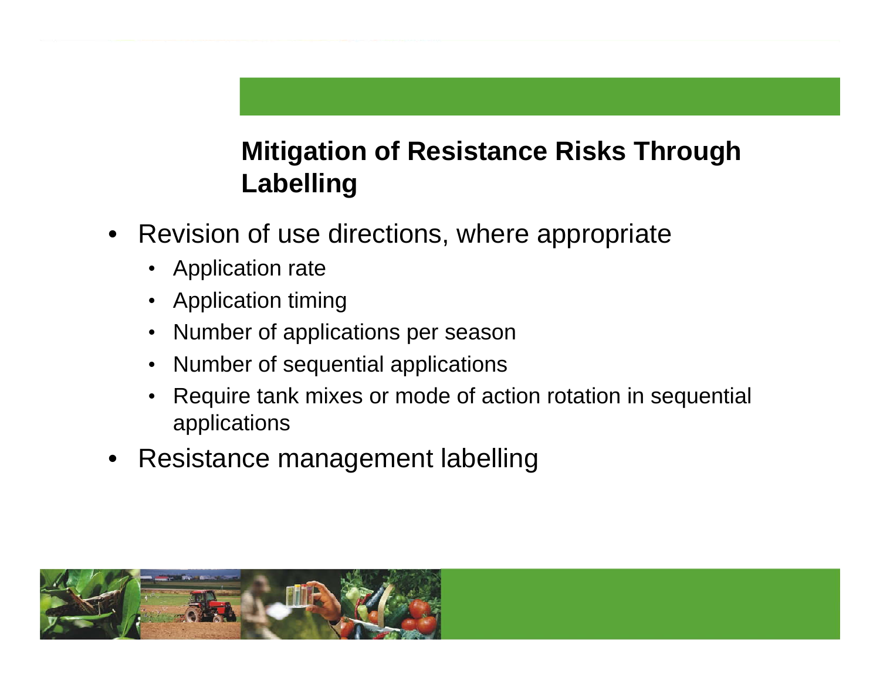## Mitigation of Resistance Risks Through Labelling

- Revision of use directions, where appropriate
  - Application rate
  - Application timing
  - Number of applications per season
  - Number of sequential applications
  - Require tank mixes or mode of action rotation in sequential applications
- Resistance management labelling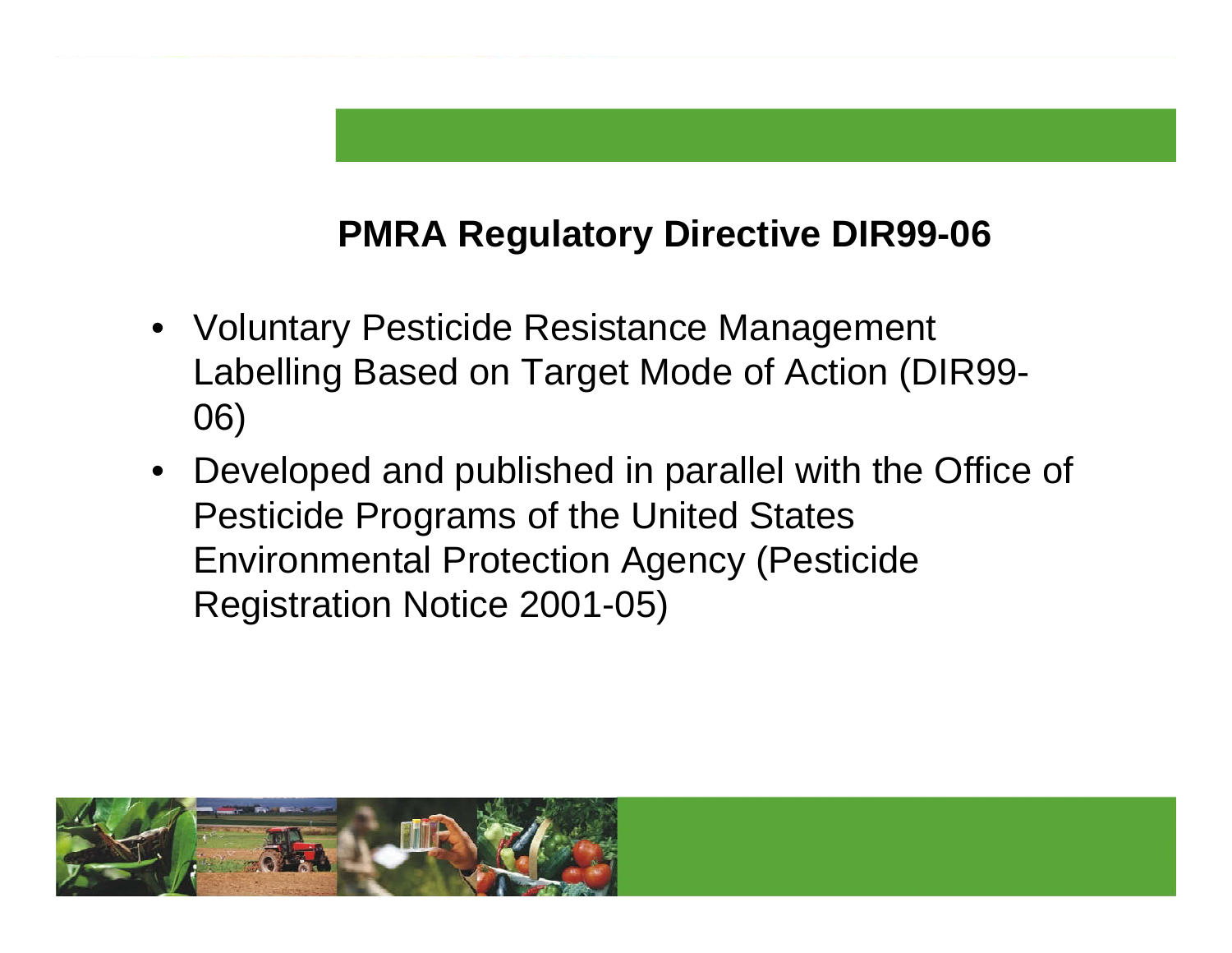## PMRA Regulatory Directive DIR99-06

- Voluntary Pesticide Resistance Management Labelling Based on Target Mode of Action (DIR99-06)
- Developed and published in parallel with the Office of Pesticide Programs of the United States Environmental Protection Agency (Pesticide Registration Notice 2001-05)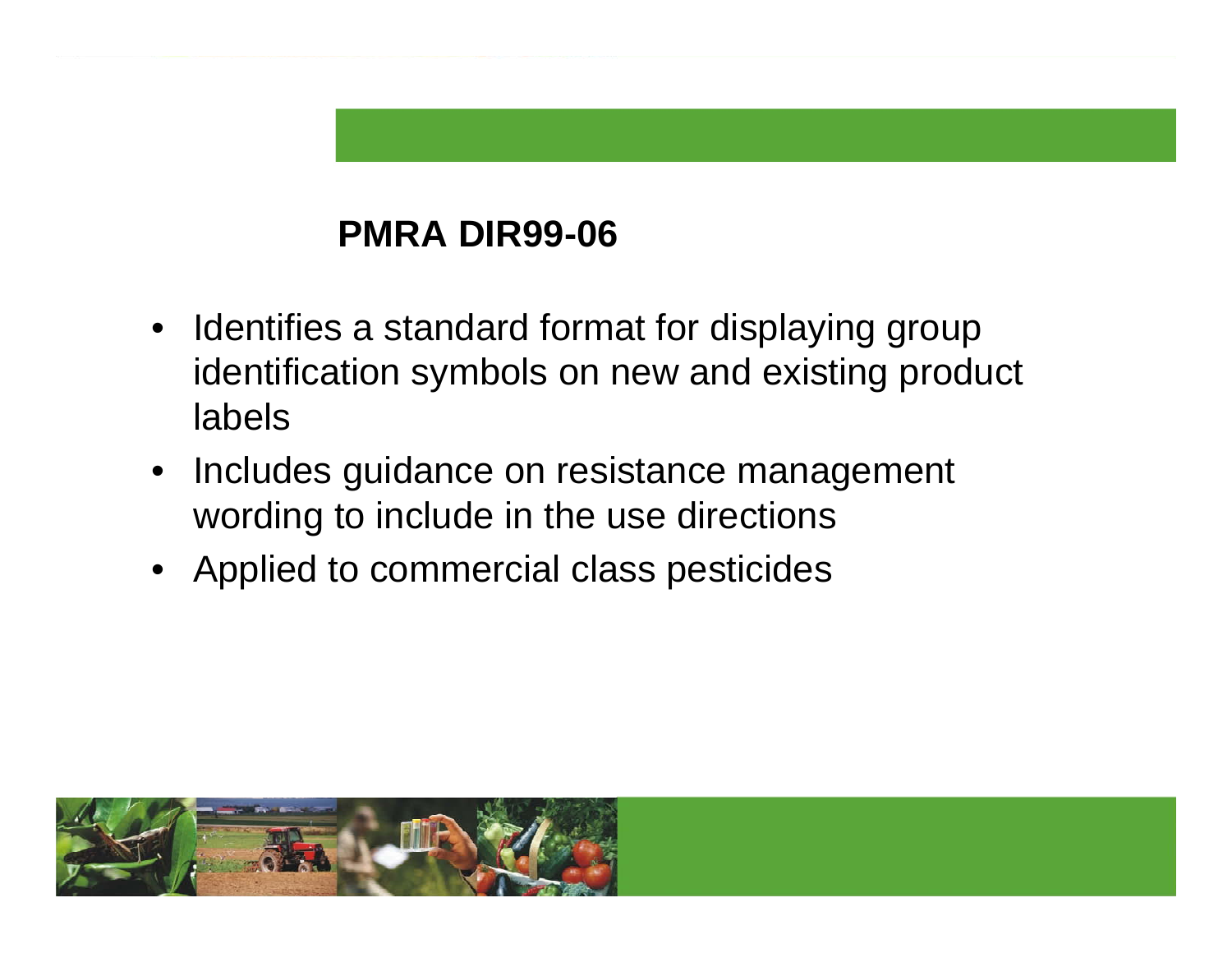## PMRA DIR99-06

- Identifies a standard format for displaying group identification symbols on new and existing product labels
- Includes guidance on resistance management wording to include in the use directions
- Applied to commercial class pesticides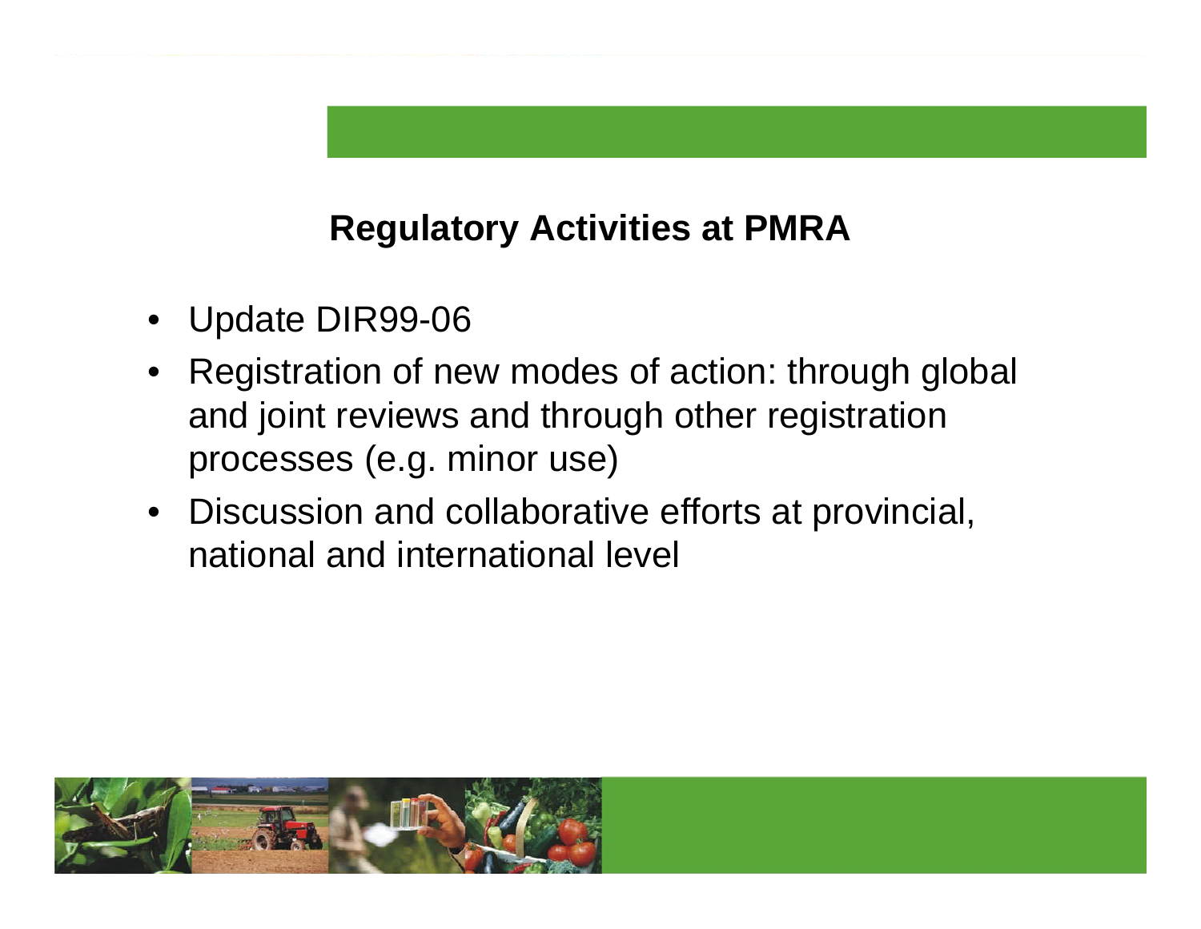## Regulatory Activities at PMRA

- Update DIR99-06
- Registration of new modes of action: through global and joint reviews and through other registration processes (e.g. minor use)
- Discussion and collaborative efforts at provincial, national and international level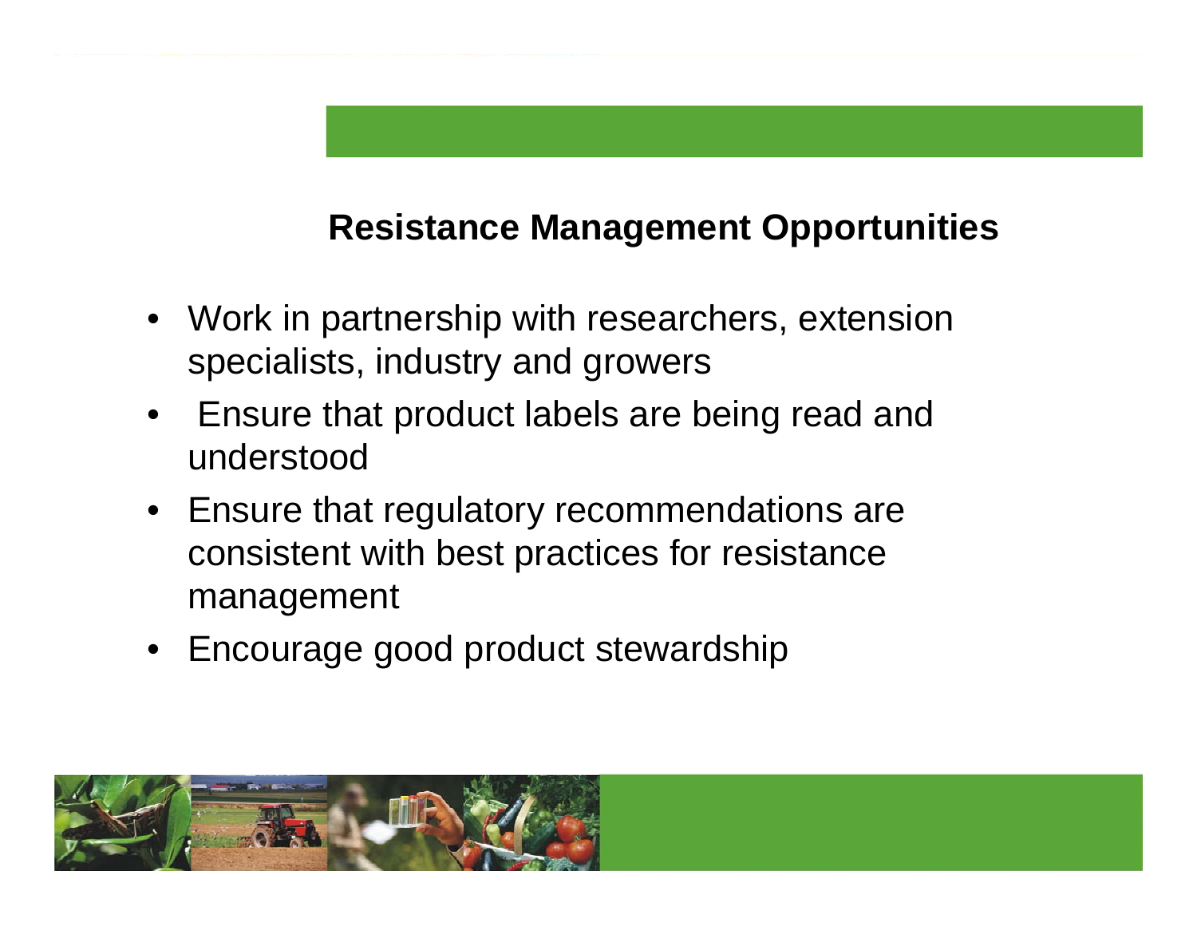## Resistance Management Opportunities

- Work in partnership with researchers, extension specialists, industry and growers
- Ensure that product labels are being read and understood
- Ensure that regulatory recommendations are consistent with best practices for resistance management
- Encourage good product stewardship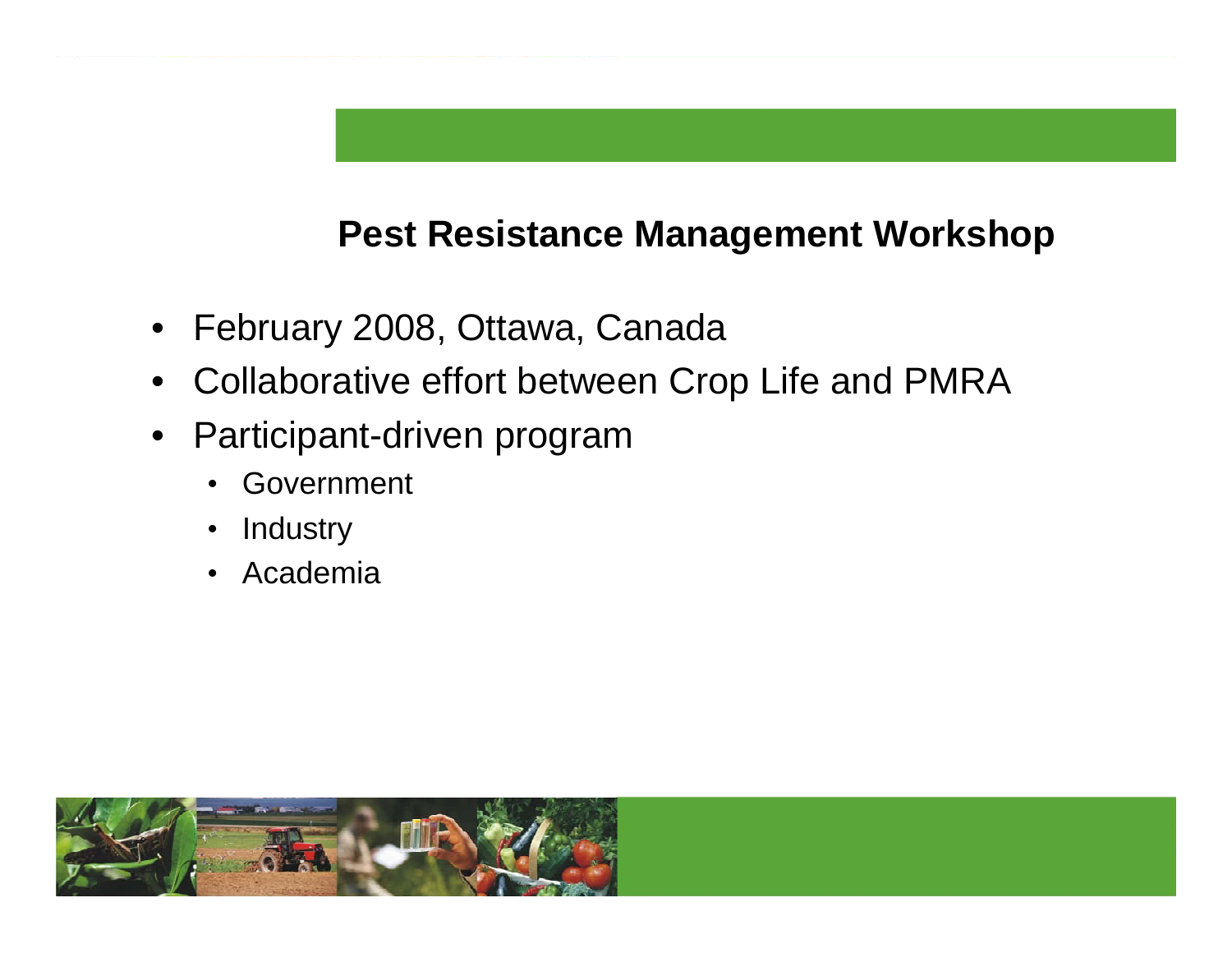## Pest Resistance Management Workshop

- February 2008, Ottawa, Canada
- Collaborative effort between Crop Life and PMRA
- Participant-driven program
  - Government
  - Industry
  - Academia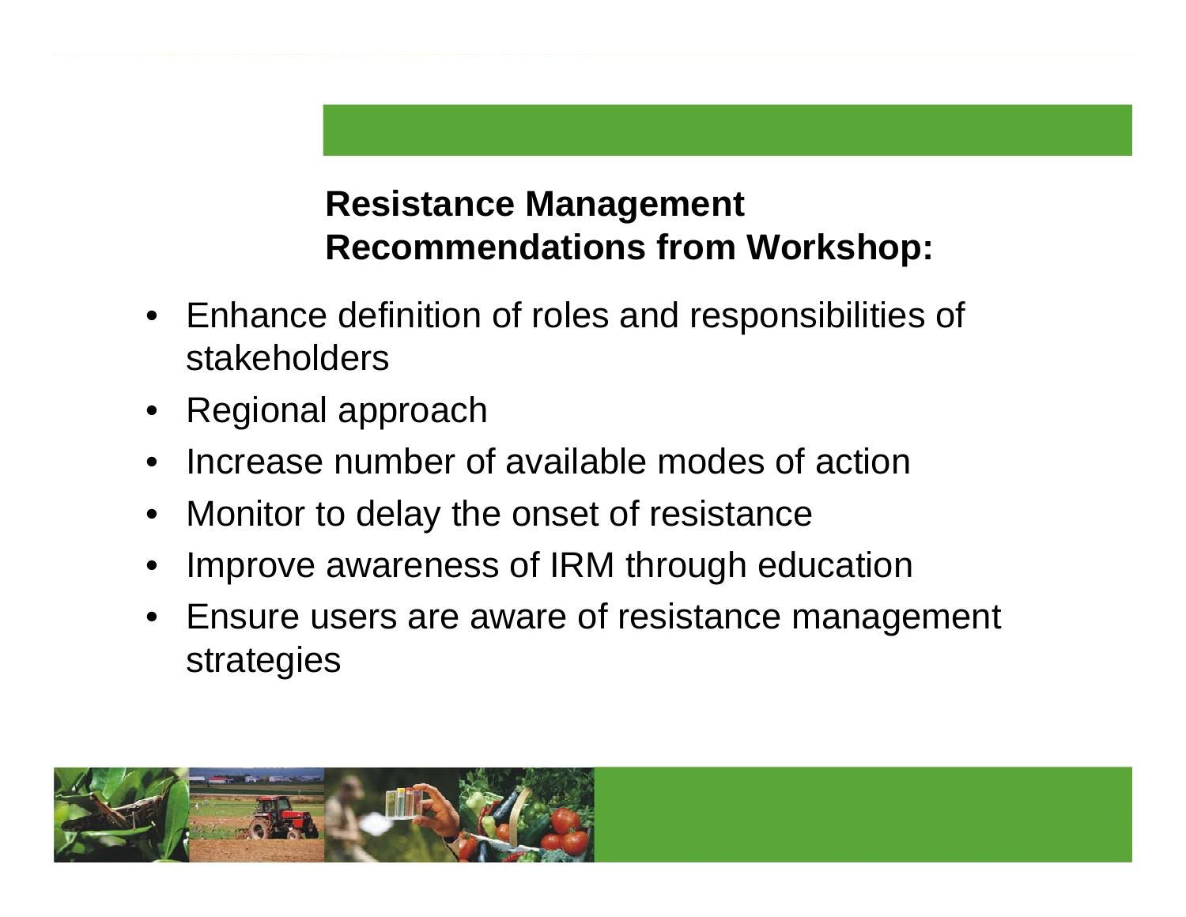## Resistance Management Recommendations from Workshop:

- Enhance definition of roles and responsibilities of stakeholders
- Regional approach
- Increase number of available modes of action
- Monitor to delay the onset of resistance
- Improve awareness of IRM through education
- Ensure users are aware of resistance management strategies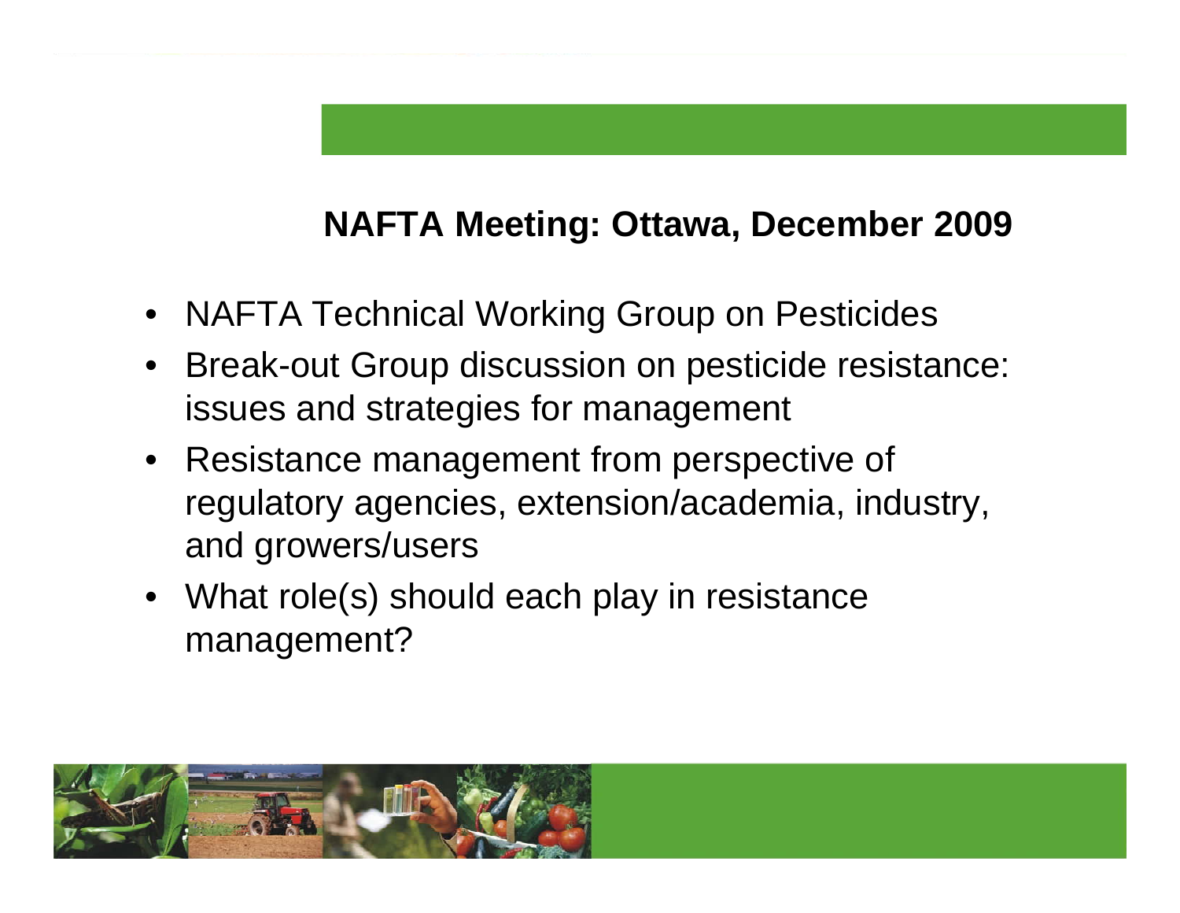## NAFTA Meeting: Ottawa, December 2009

- NAFTA Technical Working Group on Pesticides
- Break-out Group discussion on pesticide resistance: issues and strategies for management
- Resistance management from perspective of regulatory agencies, extension/academia, industry, and growers/users
- What role(s) should each play in resistance management?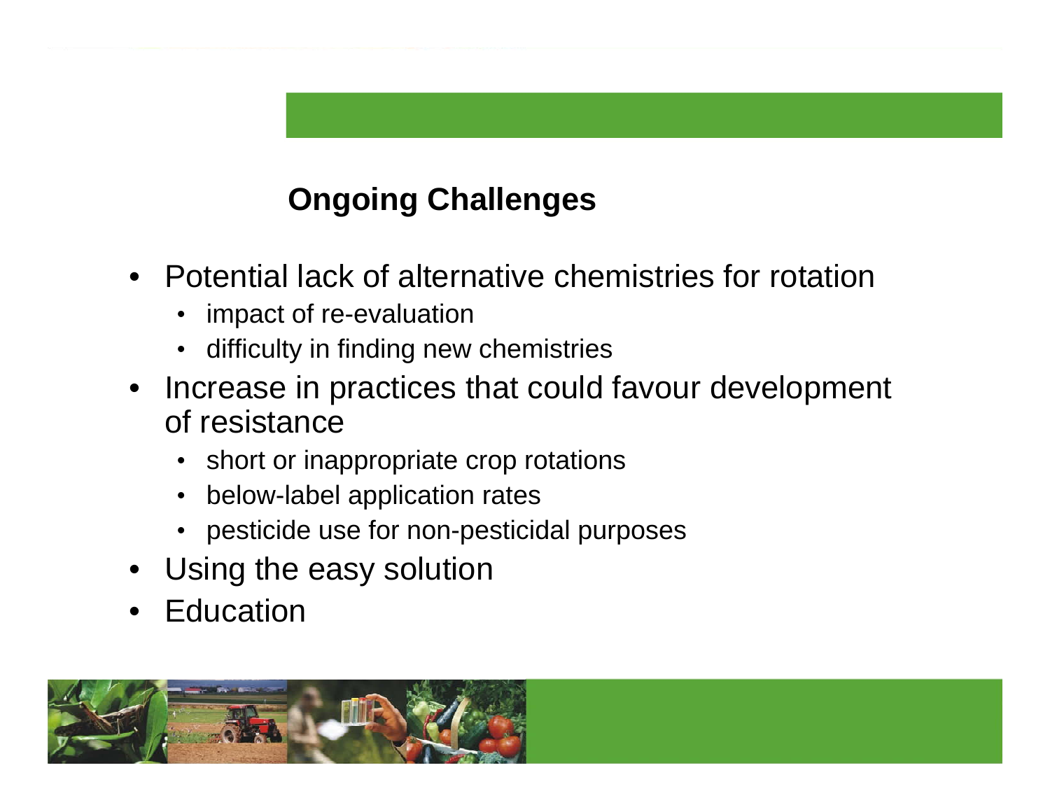## Ongoing Challenges

- Potential lack of alternative chemistries for rotation
  - impact of re-evaluation
  - difficulty in finding new chemistries
- Increase in practices that could favour development of resistance
  - short or inappropriate crop rotations
  - below-label application rates
  - pesticide use for non-pesticidal purposes
- Using the easy solution
- Education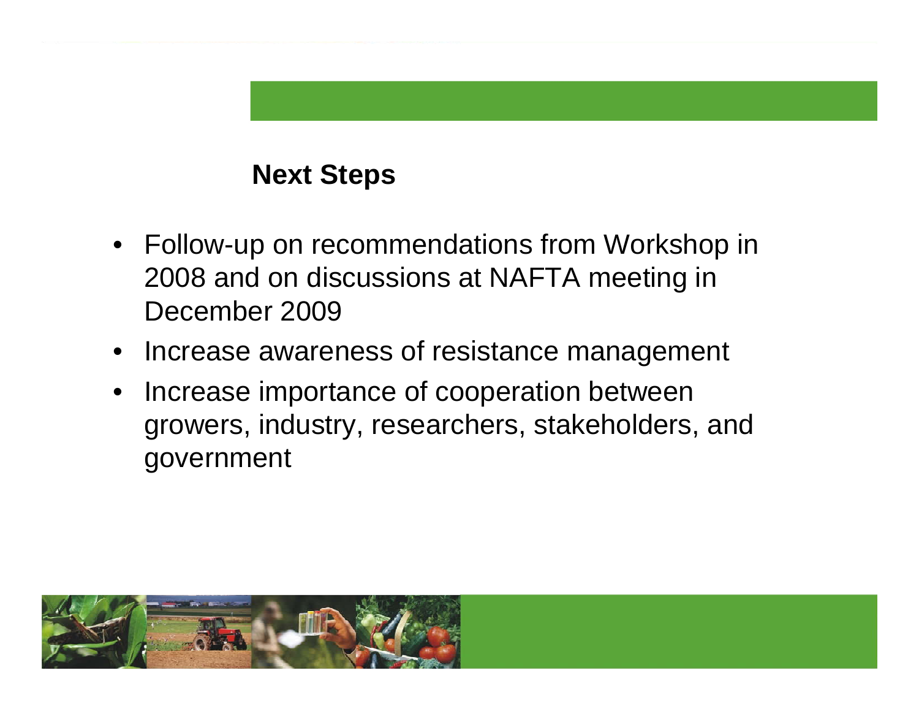## Next Steps

- Follow-up on recommendations from Workshop in 2008 and on discussions at NAFTA meeting in December 2009
- Increase awareness of resistance management
- Increase importance of cooperation between growers, industry, researchers, stakeholders, and government